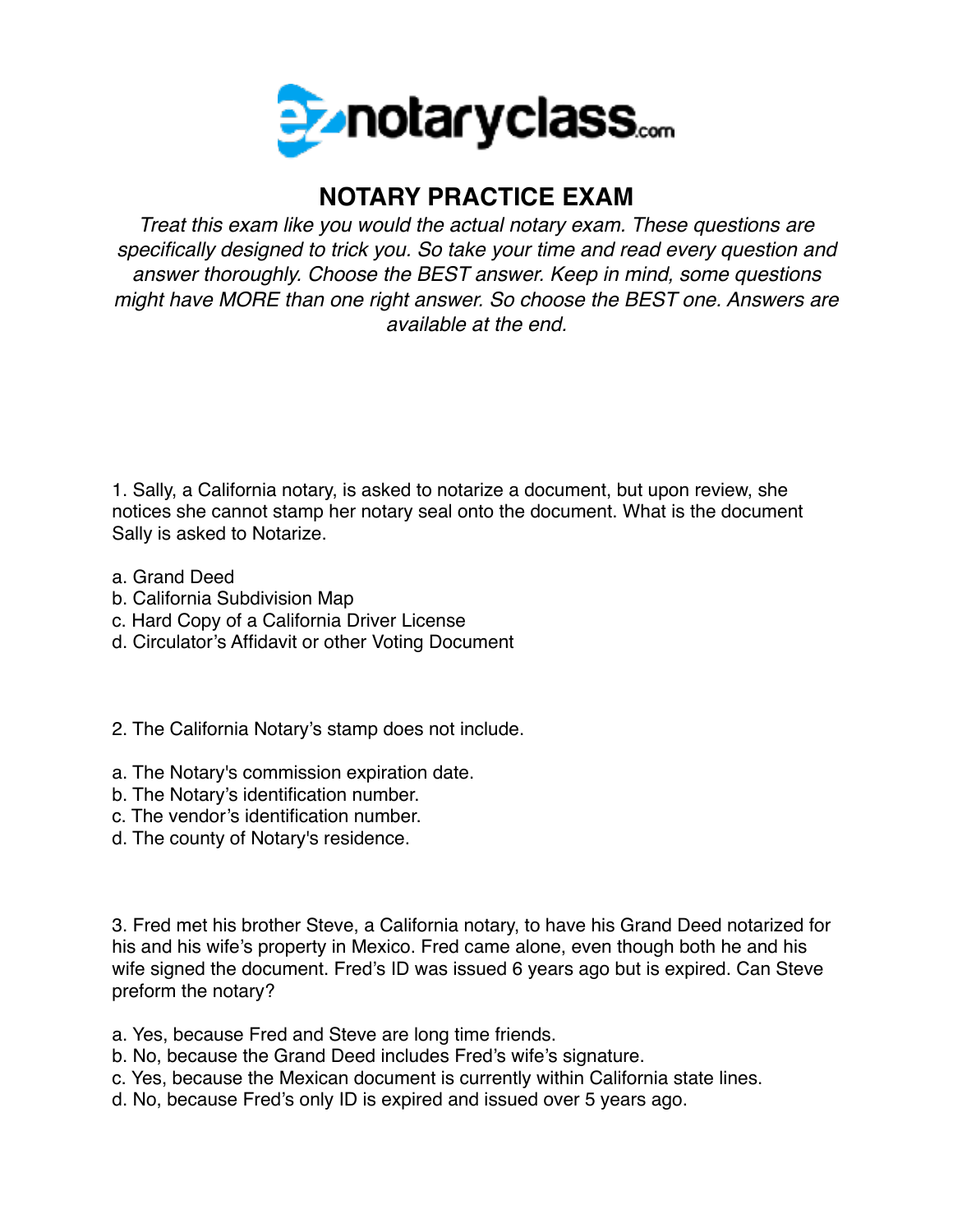# ez notaryclass.com

## NOTARY PRACTICE EXAM

*Treat this exam like you would the actual notary exam. These questions are specifically designed to trick you. So take your time and read every question and answer thoroughly. Choose the BEST answer. Keep in mind, some questions might have MORE than one right answer. So choose the BEST one. Answers are available at the end.*

1. Sally, a California notary, is asked to notarize a document, but upon review, she notices she cannot stamp her notary seal onto the document. What is the document Sally is asked to Notarize.

a. Grand Deed
b. California Subdivision Map
c. Hard Copy of a California Driver License
d. Circulator's Affidavit or other Voting Document

2. The California Notary's stamp does not include.

a. The Notary's commission expiration date.
b. The Notary's identification number.
c. The vendor's identification number.
d. The county of Notary's residence.

3. Fred met his brother Steve, a California notary, to have his Grand Deed notarized for his and his wife's property in Mexico. Fred came alone, even though both he and his wife signed the document. Fred's ID was issued 6 years ago but is expired. Can Steve preform the notary?

a. Yes, because Fred and Steve are long time friends.
b. No, because the Grand Deed includes Fred's wife's signature.
c. Yes, because the Mexican document is currently within California state lines.
d. No, because Fred's only ID is expired and issued over 5 years ago.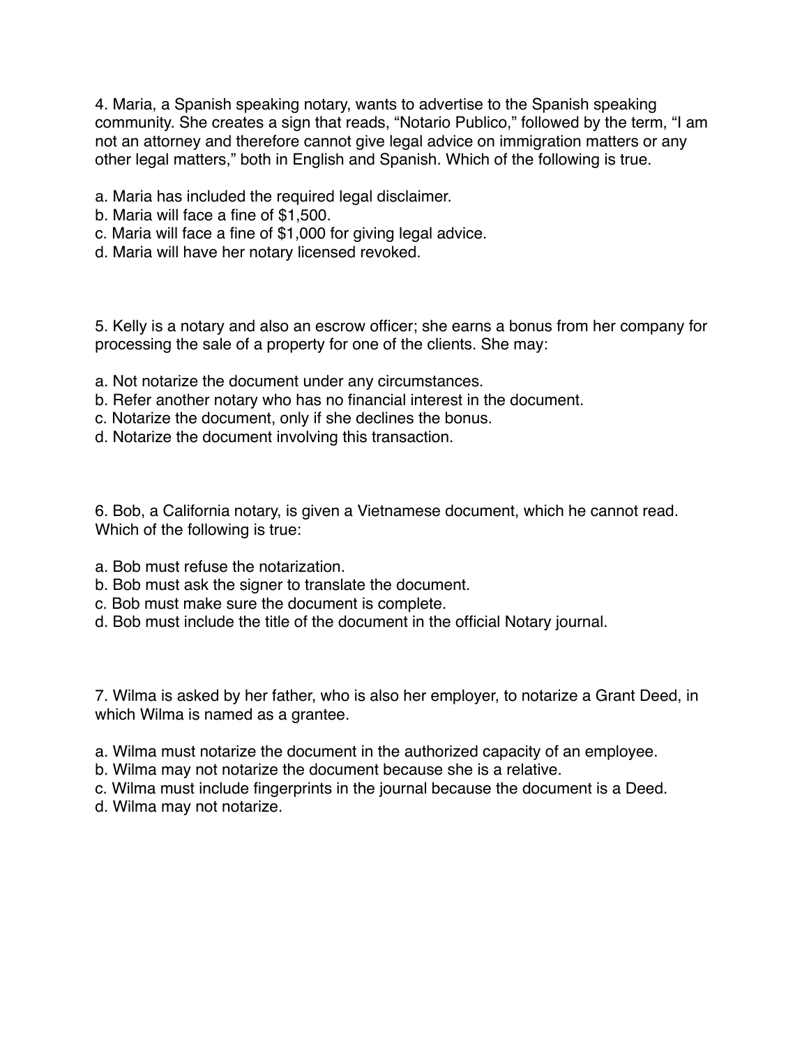4. Maria, a Spanish speaking notary, wants to advertise to the Spanish speaking community. She creates a sign that reads, "Notario Publico," followed by the term, "I am not an attorney and therefore cannot give legal advice on immigration matters or any other legal matters," both in English and Spanish. Which of the following is true.

a. Maria has included the required legal disclaimer.
b. Maria will face a fine of $1,500.
c. Maria will face a fine of $1,000 for giving legal advice.
d. Maria will have her notary licensed revoked.

5. Kelly is a notary and also an escrow officer; she earns a bonus from her company for processing the sale of a property for one of the clients. She may:

a. Not notarize the document under any circumstances.
b. Refer another notary who has no financial interest in the document.
c. Notarize the document, only if she declines the bonus.
d. Notarize the document involving this transaction.

6. Bob, a California notary, is given a Vietnamese document, which he cannot read. Which of the following is true:

a. Bob must refuse the notarization.
b. Bob must ask the signer to translate the document.
c. Bob must make sure the document is complete.
d. Bob must include the title of the document in the official Notary journal.

7. Wilma is asked by her father, who is also her employer, to notarize a Grant Deed, in which Wilma is named as a grantee.

a. Wilma must notarize the document in the authorized capacity of an employee.
b. Wilma may not notarize the document because she is a relative.
c. Wilma must include fingerprints in the journal because the document is a Deed.
d. Wilma may not notarize.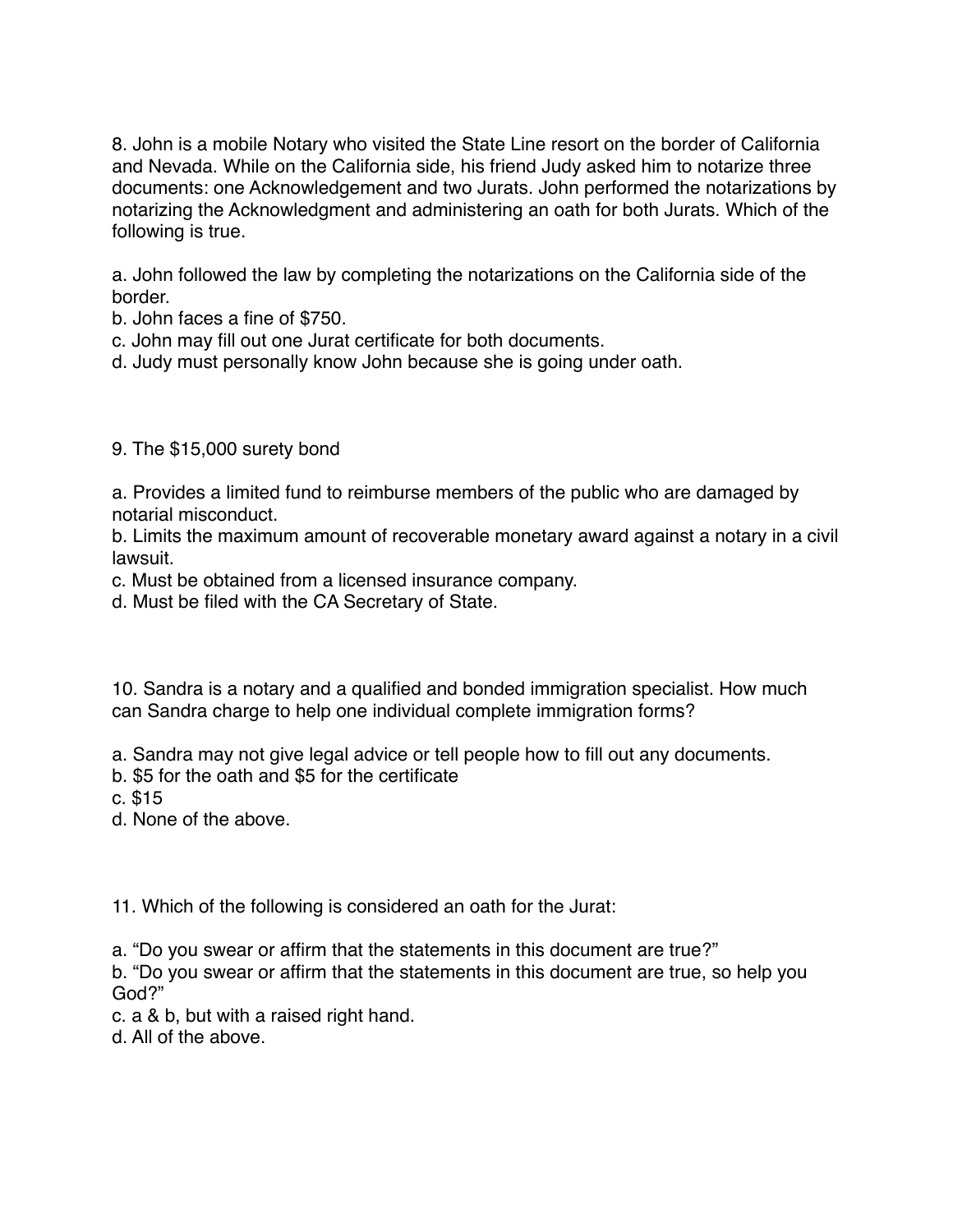8. John is a mobile Notary who visited the State Line resort on the border of California and Nevada. While on the California side, his friend Judy asked him to notarize three documents: one Acknowledgement and two Jurats. John performed the notarizations by notarizing the Acknowledgment and administering an oath for both Jurats. Which of the following is true.

a. John followed the law by completing the notarizations on the California side of the border.
b. John faces a fine of $750.
c. John may fill out one Jurat certificate for both documents.
d. Judy must personally know John because she is going under oath.

9. The $15,000 surety bond

a. Provides a limited fund to reimburse members of the public who are damaged by notarial misconduct.
b. Limits the maximum amount of recoverable monetary award against a notary in a civil lawsuit.
c. Must be obtained from a licensed insurance company.
d. Must be filed with the CA Secretary of State.

10. Sandra is a notary and a qualified and bonded immigration specialist. How much can Sandra charge to help one individual complete immigration forms?

a. Sandra may not give legal advice or tell people how to fill out any documents.
b. $5 for the oath and $5 for the certificate
c. $15
d. None of the above.

11. Which of the following is considered an oath for the Jurat:

a. “Do you swear or affirm that the statements in this document are true?”
b. “Do you swear or affirm that the statements in this document are true, so help you God?”
c. a & b, but with a raised right hand.
d. All of the above.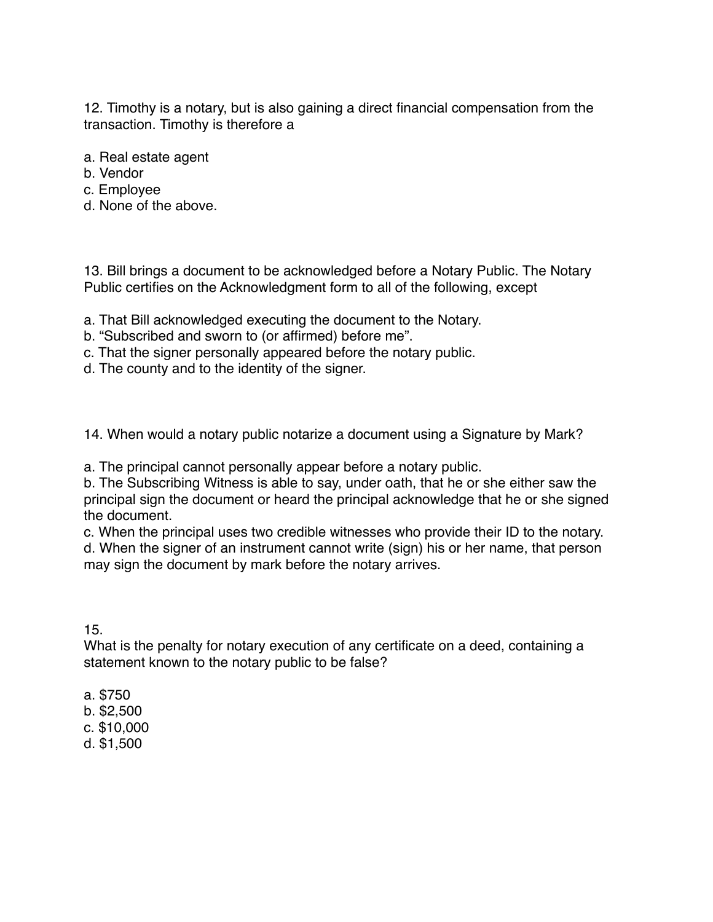12. Timothy is a notary, but is also gaining a direct financial compensation from the transaction. Timothy is therefore a

a. Real estate agent
b. Vendor
c. Employee
d. None of the above.

13. Bill brings a document to be acknowledged before a Notary Public. The Notary Public certifies on the Acknowledgment form to all of the following, except

a. That Bill acknowledged executing the document to the Notary.
b. "Subscribed and sworn to (or affirmed) before me".
c. That the signer personally appeared before the notary public.
d. The county and to the identity of the signer.

14. When would a notary public notarize a document using a Signature by Mark?

a. The principal cannot personally appear before a notary public.
b. The Subscribing Witness is able to say, under oath, that he or she either saw the principal sign the document or heard the principal acknowledge that he or she signed the document.
c. When the principal uses two credible witnesses who provide their ID to the notary.
d. When the signer of an instrument cannot write (sign) his or her name, that person may sign the document by mark before the notary arrives.

15.
What is the penalty for notary execution of any certificate on a deed, containing a statement known to the notary public to be false?

a. $750
b. $2,500
c. $10,000
d. $1,500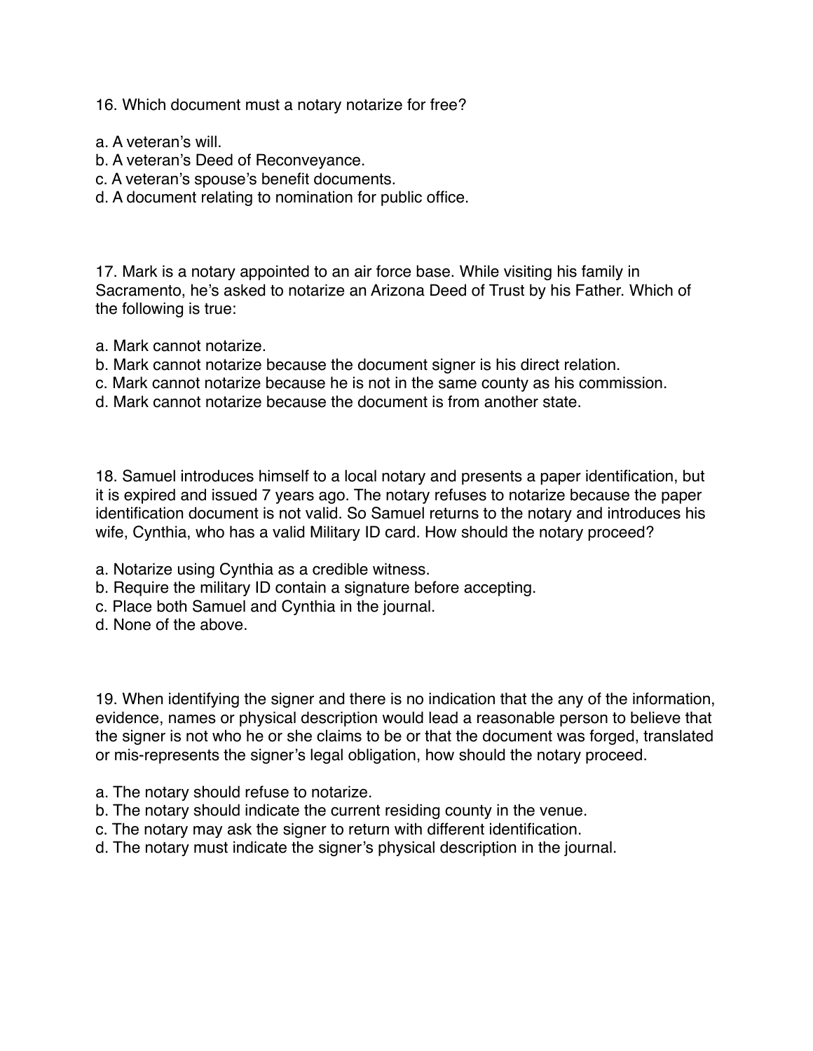16. Which document must a notary notarize for free?

a. A veteran's will.
b. A veteran's Deed of Reconveyance.
c. A veteran's spouse's benefit documents.
d. A document relating to nomination for public office.

17. Mark is a notary appointed to an air force base. While visiting his family in Sacramento, he's asked to notarize an Arizona Deed of Trust by his Father. Which of the following is true:

a. Mark cannot notarize.
b. Mark cannot notarize because the document signer is his direct relation.
c. Mark cannot notarize because he is not in the same county as his commission.
d. Mark cannot notarize because the document is from another state.

18. Samuel introduces himself to a local notary and presents a paper identification, but it is expired and issued 7 years ago. The notary refuses to notarize because the paper identification document is not valid. So Samuel returns to the notary and introduces his wife, Cynthia, who has a valid Military ID card. How should the notary proceed?

a. Notarize using Cynthia as a credible witness.
b. Require the military ID contain a signature before accepting.
c. Place both Samuel and Cynthia in the journal.
d. None of the above.

19. When identifying the signer and there is no indication that the any of the information, evidence, names or physical description would lead a reasonable person to believe that the signer is not who he or she claims to be or that the document was forged, translated or mis-represents the signer's legal obligation, how should the notary proceed.

a. The notary should refuse to notarize.
b. The notary should indicate the current residing county in the venue.
c. The notary may ask the signer to return with different identification.
d. The notary must indicate the signer's physical description in the journal.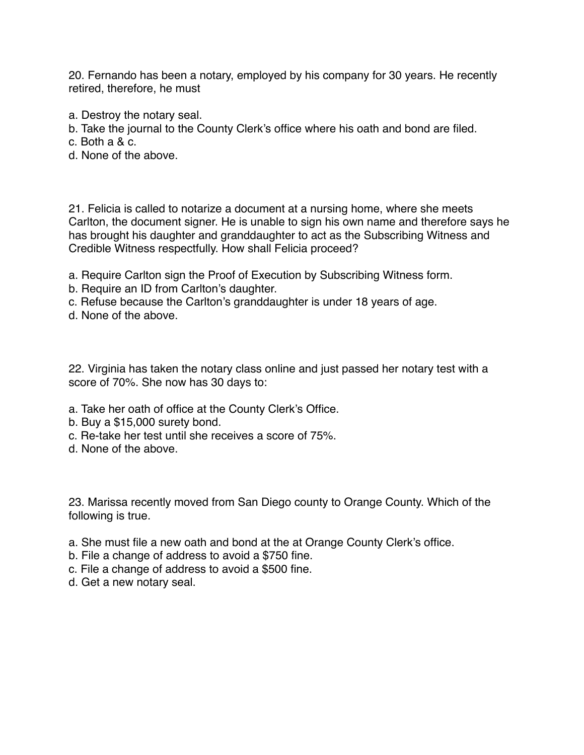20. Fernando has been a notary, employed by his company for 30 years. He recently retired, therefore, he must

a. Destroy the notary seal.
b. Take the journal to the County Clerk's office where his oath and bond are filed.
c. Both a & c.
d. None of the above.

21. Felicia is called to notarize a document at a nursing home, where she meets Carlton, the document signer. He is unable to sign his own name and therefore says he has brought his daughter and granddaughter to act as the Subscribing Witness and Credible Witness respectfully. How shall Felicia proceed?

a. Require Carlton sign the Proof of Execution by Subscribing Witness form.
b. Require an ID from Carlton's daughter.
c. Refuse because the Carlton's granddaughter is under 18 years of age.
d. None of the above.

22. Virginia has taken the notary class online and just passed her notary test with a score of 70%. She now has 30 days to:

a. Take her oath of office at the County Clerk's Office.
b. Buy a $15,000 surety bond.
c. Re-take her test until she receives a score of 75%.
d. None of the above.

23. Marissa recently moved from San Diego county to Orange County. Which of the following is true.

a. She must file a new oath and bond at the at Orange County Clerk's office.
b. File a change of address to avoid a $750 fine.
c. File a change of address to avoid a $500 fine.
d. Get a new notary seal.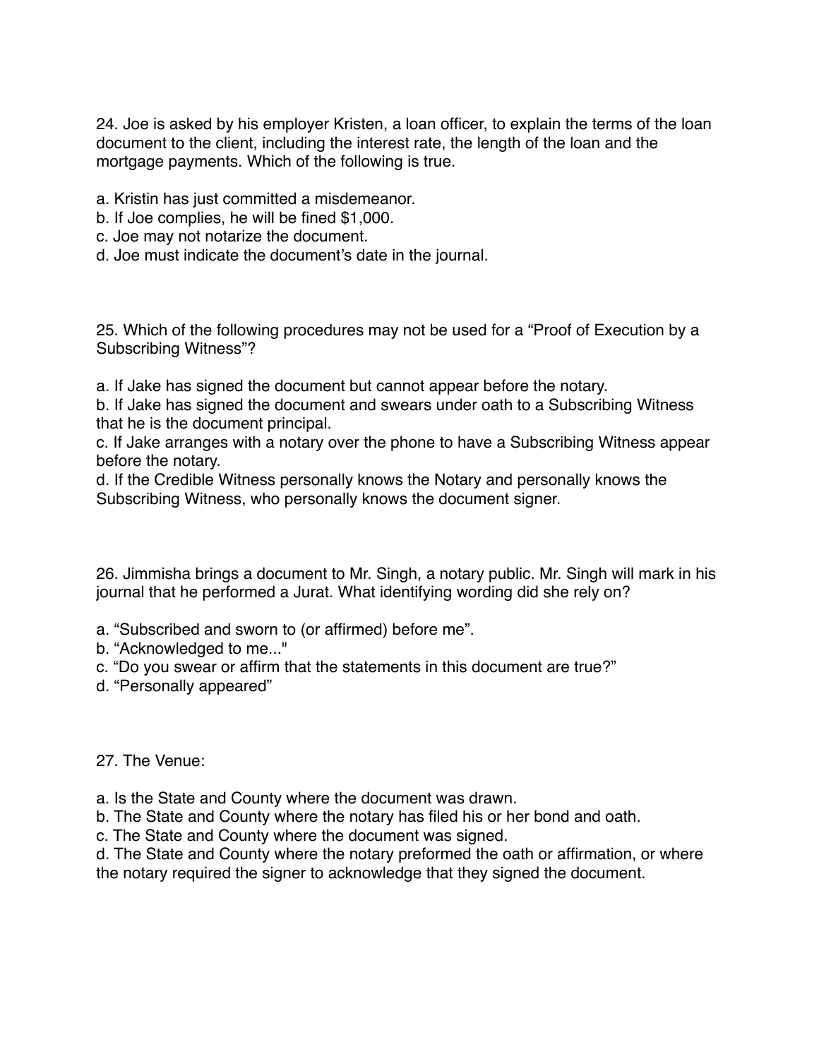24. Joe is asked by his employer Kristen, a loan officer, to explain the terms of the loan document to the client, including the interest rate, the length of the loan and the mortgage payments. Which of the following is true.

a. Kristin has just committed a misdemeanor.
b. If Joe complies, he will be fined $1,000.
c. Joe may not notarize the document.
d. Joe must indicate the document's date in the journal.

25. Which of the following procedures may not be used for a "Proof of Execution by a Subscribing Witness"?

a. If Jake has signed the document but cannot appear before the notary.
b. If Jake has signed the document and swears under oath to a Subscribing Witness that he is the document principal.
c. If Jake arranges with a notary over the phone to have a Subscribing Witness appear before the notary.
d. If the Credible Witness personally knows the Notary and personally knows the Subscribing Witness, who personally knows the document signer.

26. Jimmisha brings a document to Mr. Singh, a notary public. Mr. Singh will mark in his journal that he performed a Jurat. What identifying wording did she rely on?

a. "Subscribed and sworn to (or affirmed) before me".
b. "Acknowledged to me..."
c. "Do you swear or affirm that the statements in this document are true?"
d. "Personally appeared"

27. The Venue:

a. Is the State and County where the document was drawn.
b. The State and County where the notary has filed his or her bond and oath.
c. The State and County where the document was signed.
d. The State and County where the notary preformed the oath or affirmation, or where the notary required the signer to acknowledge that they signed the document.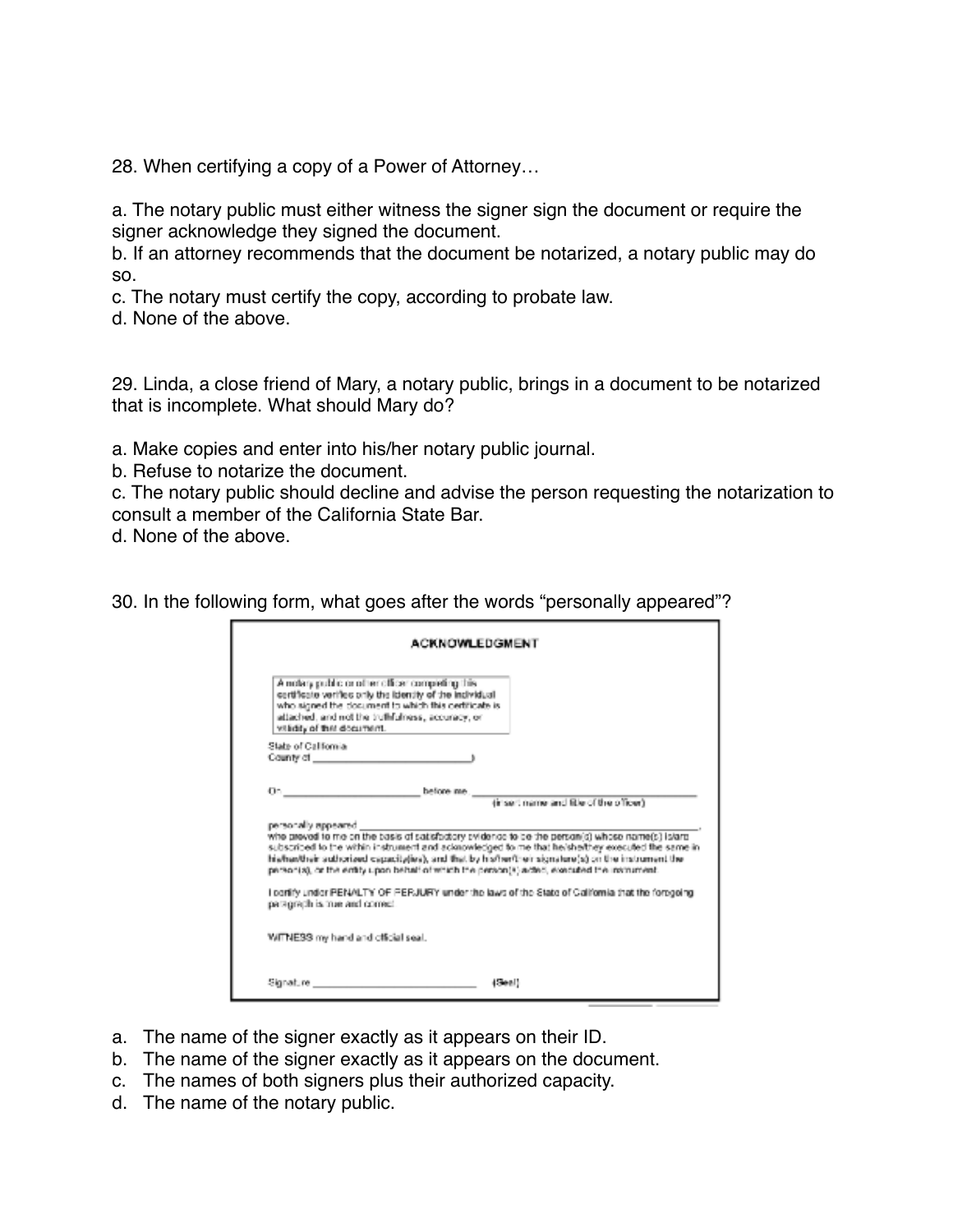28. When certifying a copy of a Power of Attorney…

a. The notary public must either witness the signer sign the document or require the signer acknowledge they signed the document.
b. If an attorney recommends that the document be notarized, a notary public may do so.
c. The notary must certify the copy, according to probate law.
d. None of the above.

29. Linda, a close friend of Mary, a notary public, brings in a document to be notarized that is incomplete. What should Mary do?

a. Make copies and enter into his/her notary public journal.
b. Refuse to notarize the document.
c. The notary public should decline and advise the person requesting the notarization to consult a member of the California State Bar.
d. None of the above.

30. In the following form, what goes after the words "personally appeared"?

**ACKNOWLEDGMENT**

> A notary public or other officer completing this certificate verifies only the identity of the individual who signed the document to which this certificate is attached, and not the truthfulness, accuracy, or validity of that document.

State of California
County of ______________________)

On ______________________ before me, ______________________________
(insert name and title of the officer)

personally appeared ______________________________________________,
who proved to me on the basis of satisfactory evidence to be the person(s) whose name(s) is/are subscribed to the within instrument and acknowledged to me that he/she/they executed the same in his/her/their authorized capacity(ies), and that by his/her/their signature(s) on the instrument the person(s), or the entity upon behalf of which the person(s) acted, executed the instrument.

I certify under PENALTY OF PERJURY under the laws of the State of California that the foregoing paragraph is true and correct.

WITNESS my hand and official seal.

Signature ______________________ (Seal)

a. The name of the signer exactly as it appears on their ID.
b. The name of the signer exactly as it appears on the document.
c. The names of both signers plus their authorized capacity.
d. The name of the notary public.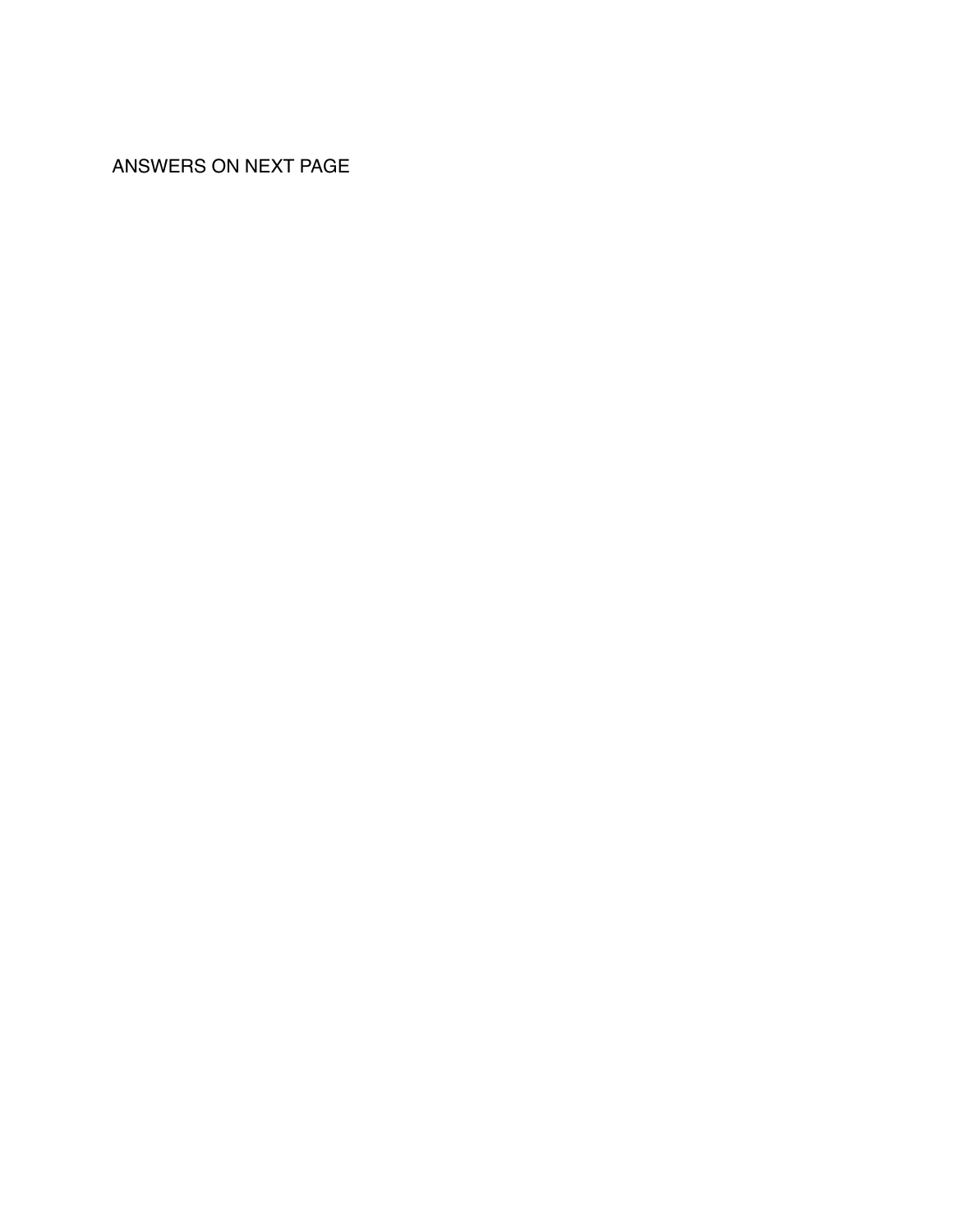ANSWERS ON NEXT PAGE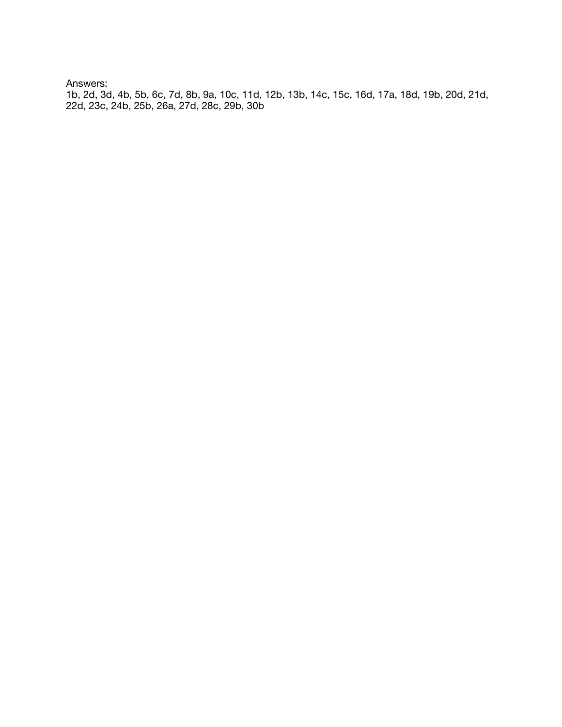Answers:
1b, 2d, 3d, 4b, 5b, 6c, 7d, 8b, 9a, 10c, 11d, 12b, 13b, 14c, 15c, 16d, 17a, 18d, 19b, 20d, 21d, 22d, 23c, 24b, 25b, 26a, 27d, 28c, 29b, 30b